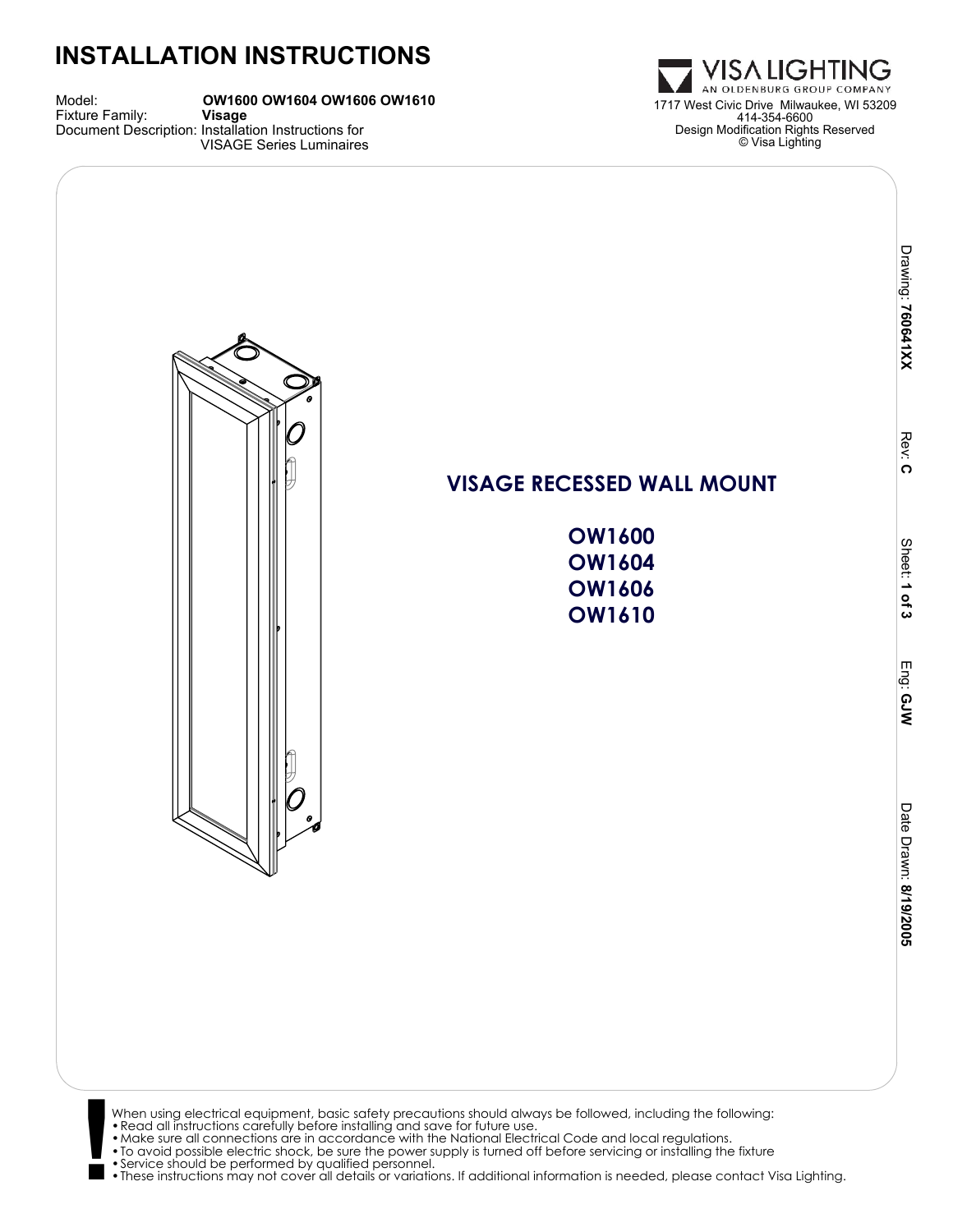# INSTALLATION INSTRUCTIONS

Model: **OW1600 OW1604 OW1606 OW1610**
Fixture Family: **Visage**
Document Description: Installation Instructions for VISAGE Series Luminaires

**VISA LIGHTING**
AN OLDENBURG GROUP COMPANY
1717 West Civic Drive Milwaukee, WI 53209
414-354-6600
Design Modification Rights Reserved
© Visa Lighting

Drawing: **76064lXX** Rev: **C** Sheet: **1 of 3** Eng: **GJW** Date Drawn: **8/19/2005**

## VISAGE RECESSED WALL MOUNT

**OW1600**
**OW1604**
**OW1606**
**OW1610**

When using electrical equipment, basic safety precautions should always be followed, including the following:

- Read all instructions carefully before installing and save for future use.
- Make sure all connections are in accordance with the National Electrical Code and local regulations.
- To avoid possible electric shock, be sure the power supply is turned off before servicing or installing the fixture
- Service should be performed by qualified personnel.
- These instructions may not cover all details or variations. If additional information is needed, please contact Visa Lighting.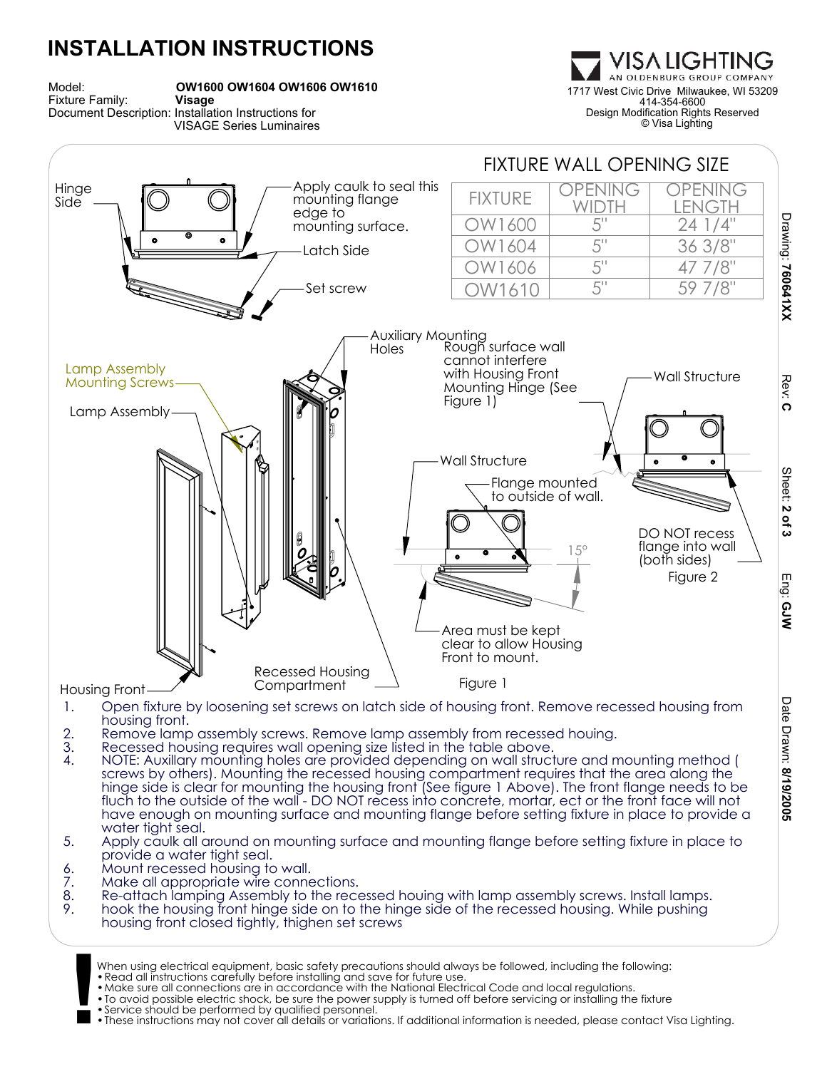# INSTALLATION INSTRUCTIONS

Model: **OW1600 OW1604 OW1606 OW1610**
Fixture Family: **Visage**
Document Description: Installation Instructions for VISAGE Series Luminaires

VISA LIGHTING
AN OLDENBURG GROUP COMPANY
1717 West Civic Drive Milwaukee, WI 53209
414-354-6600
Design Modification Rights Reserved
© Visa Lighting

Drawing: **760641XX** Rev: **C** Sheet: **2 of 3** Eng: **GJW** Date Drawn: **8/19/2005**

## FIXTURE WALL OPENING SIZE

| FIXTURE | OPENING WIDTH | OPENING LENGTH |
|---|---|---|
| OW1600 | 5" | 24 1/4" |
| OW1604 | 5" | 36 3/8" |
| OW1606 | 5" | 47 7/8" |
| OW1610 | 5" | 59 7/8" |

Hinge Side — Apply caulk to seal this mounting flange edge to mounting surface. — Latch Side — Set screw

Lamp Assembly Mounting Screws — Lamp Assembly — Housing Front — Recessed Housing Compartment — Auxiliary Mounting Holes

Rough surface wall cannot interfere with Housing Front Mounting Hinge (See Figure 1) — Wall Structure — DO NOT recess flange into wall (both sides)

Figure 2

Wall Structure — Flange mounted to outside of wall. — 15° — Area must be kept clear to allow Housing Front to mount.

Figure 1

1. Open fixture by loosening set screws on latch side of housing front. Remove recessed housing from housing front.
2. Remove lamp assembly screws. Remove lamp assembly from recessed houing.
3. Recessed housing requires wall opening size listed in the table above.
4. NOTE: Auxillary mounting holes are provided depending on wall structure and mounting method ( screws by others). Mounting the recessed housing compartment requires that the area along the hinge side is clear for mounting the housing front (See figure 1 Above). The front flange needs to be fluch to the outside of the wall - DO NOT recess into concrete, mortar, ect or the front face will not have enough on mounting surface and mounting flange before setting fixture in place to provide a water tight seal.
5. Apply caulk all around on mounting surface and mounting flange before setting fixture in place to provide a water tight seal.
6. Mount recessed housing to wall.
7. Make all appropriate wire connections.
8. Re-attach lamping Assembly to the recessed houing with lamp assembly screws. Install lamps.
9. hook the housing front hinge side on to the hinge side of the recessed housing. While pushing housing front closed tightly, thighen set screws

**!** When using electrical equipment, basic safety precautions should always be followed, including the following:
- Read all instructions carefully before installing and save for future use.
- Make sure all connections are in accordance with the National Electrical Code and local regulations.
- To avoid possible electric shock, be sure the power supply is turned off before servicing or installing the fixture
- Service should be performed by qualified personnel.
- These instructions may not cover all details or variations. If additional information is needed, please contact Visa Lighting.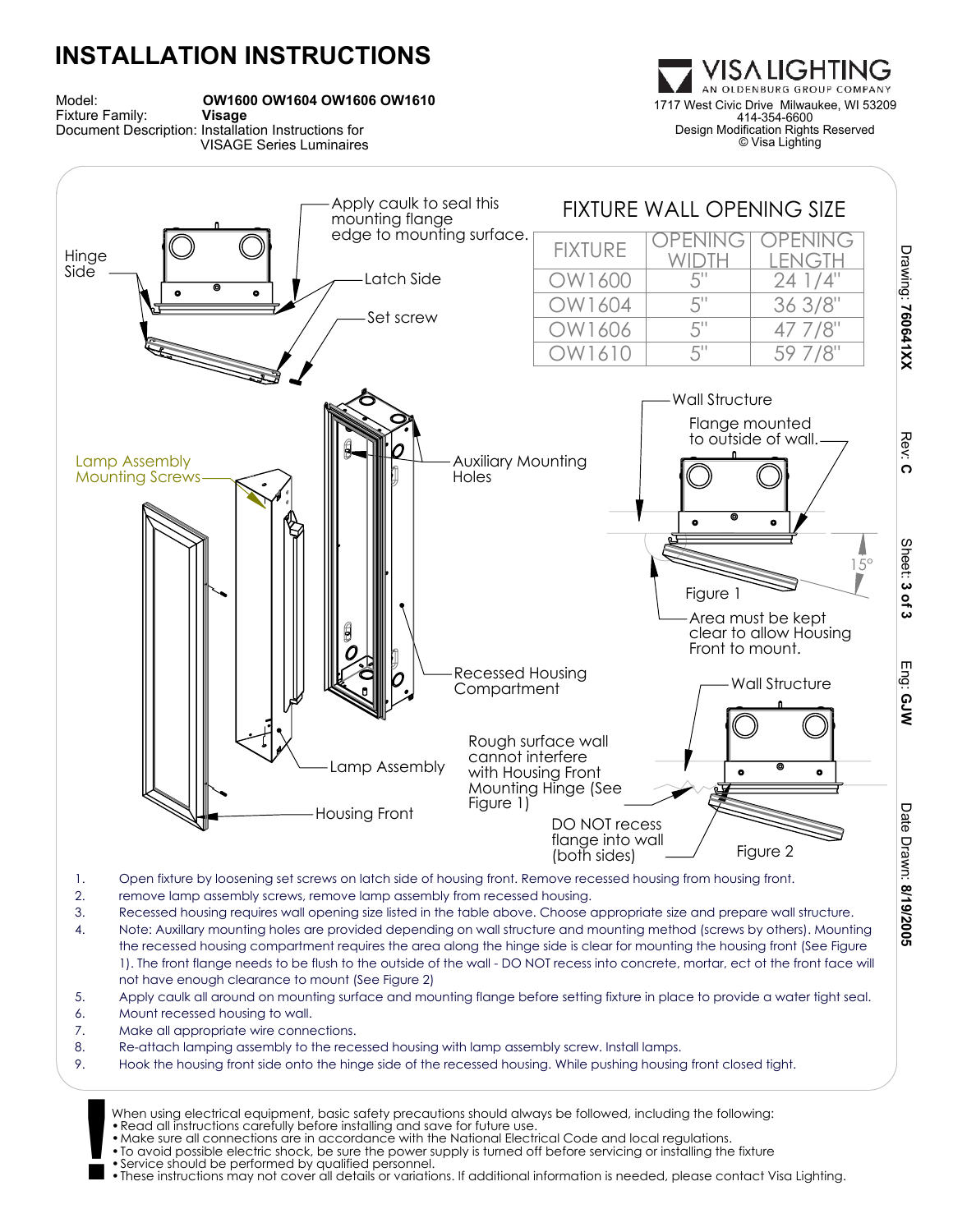# INSTALLATION INSTRUCTIONS

Model: **OW1600 OW1604 OW1606 OW1610**
Fixture Family: **Visage**
Document Description: Installation Instructions for VISAGE Series Luminaires

**VISA LIGHTING**
AN OLDENBURG GROUP COMPANY
1717 West Civic Drive Milwaukee, WI 53209
414-354-6600
Design Modification Rights Reserved
© Visa Lighting

Drawing: **76064XX** Rev: **C** Sheet: **3 of 3** Eng: **GJW** Date Drawn: **8/19/2005**

## FIXTURE WALL OPENING SIZE

| FIXTURE | OPENING WIDTH | OPENING LENGTH |
|---|---|---|
| OW1600 | 5" | 24 1/4" |
| OW1604 | 5" | 36 3/8" |
| OW1606 | 5" | 47 7/8" |
| OW1610 | 5" | 59 7/8" |

Hinge Side
Apply caulk to seal this mounting flange edge to mounting surface.
Latch Side
Set screw

Lamp Assembly Mounting Screws
Auxiliary Mounting Holes
Recessed Housing Compartment
Lamp Assembly
Housing Front

Wall Structure
Flange mounted to outside of wall.
15°
Figure 1
Area must be kept clear to allow Housing Front to mount.

Wall Structure
Rough surface wall cannot interfere with Housing Front Mounting Hinge (See Figure 1)
DO NOT recess flange into wall (both sides)
Figure 2

1. Open fixture by loosening set screws on latch side of housing front. Remove recessed housing from housing front.
2. remove lamp assembly screws, remove lamp assembly from recessed housing.
3. Recessed housing requires wall opening size listed in the table above. Choose appropriate size and prepare wall structure.
4. Note: Auxillary mounting holes are provided depending on wall structure and mounting method (screws by others). Mounting the recessed housing compartment requires the area along the hinge side is clear for mounting the housing front (See Figure 1). The front flange needs to be flush to the outside of the wall - DO NOT recess into concrete, mortar, ect ot the front face will not have enough clearance to mount (See Figure 2)
5. Apply caulk all around on mounting surface and mounting flange before setting fixture in place to provide a water tight seal.
6. Mount recessed housing to wall.
7. Make all appropriate wire connections.
8. Re-attach lamping assembly to the recessed housing with lamp assembly screw. Install lamps.
9. Hook the housing front side onto the hinge side of the recessed housing. While pushing housing front closed tight.

**!**

When using electrical equipment, basic safety precautions should always be followed, including the following:
- Read all instructions carefully before installing and save for future use.
- Make sure all connections are in accordance with the National Electrical Code and local regulations.
- To avoid possible electric shock, be sure the power supply is turned off before servicing or installing the fixture
- Service should be performed by qualified personnel.
- These instructions may not cover all details or variations. If additional information is needed, please contact Visa Lighting.